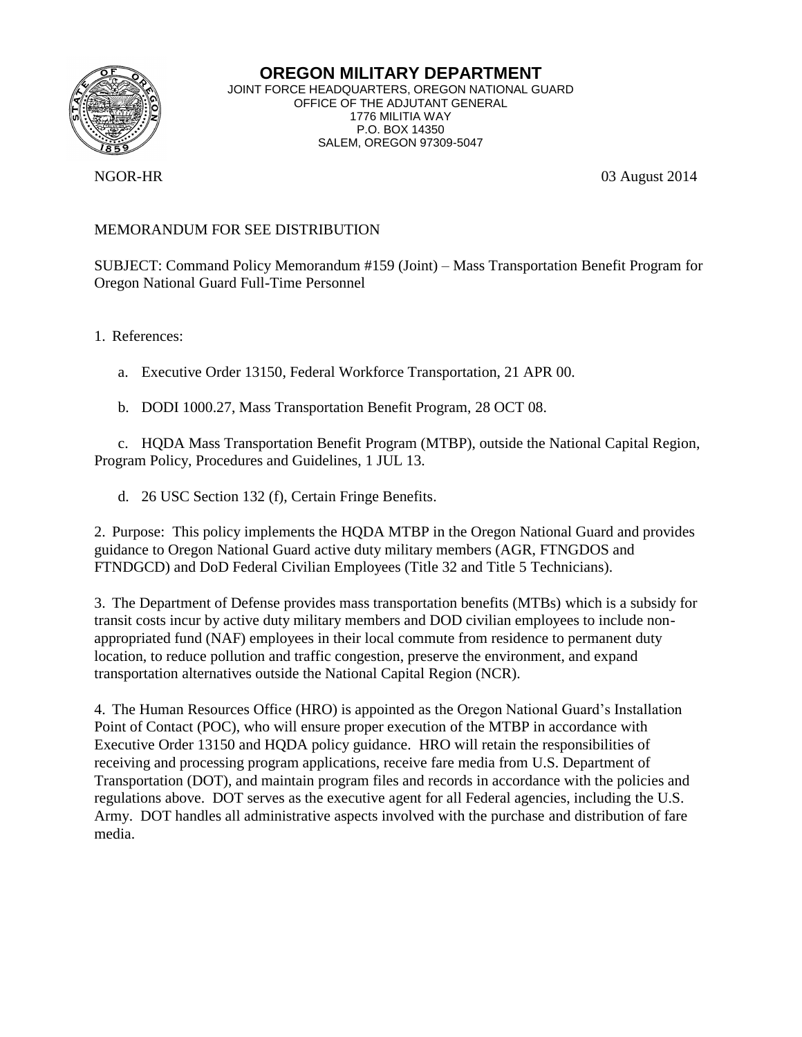# OREGON MILITARY DEPARTMENT

JOINT FORCE HEADQUARTERS, OREGON NATIONAL GUARD
OFFICE OF THE ADJUTANT GENERAL
1776 MILITIA WAY
P.O. BOX 14350
SALEM, OREGON 97309-5047

NGOR-HR 03 August 2014

MEMORANDUM FOR SEE DISTRIBUTION

SUBJECT: Command Policy Memorandum #159 (Joint) – Mass Transportation Benefit Program for Oregon National Guard Full-Time Personnel

1. References:

   a. Executive Order 13150, Federal Workforce Transportation, 21 APR 00.

   b. DODI 1000.27, Mass Transportation Benefit Program, 28 OCT 08.

   c. HQDA Mass Transportation Benefit Program (MTBP), outside the National Capital Region, Program Policy, Procedures and Guidelines, 1 JUL 13.

   d. 26 USC Section 132 (f), Certain Fringe Benefits.

2. Purpose: This policy implements the HQDA MTBP in the Oregon National Guard and provides guidance to Oregon National Guard active duty military members (AGR, FTNGDOS and FTNDGCD) and DoD Federal Civilian Employees (Title 32 and Title 5 Technicians).

3. The Department of Defense provides mass transportation benefits (MTBs) which is a subsidy for transit costs incur by active duty military members and DOD civilian employees to include non-appropriated fund (NAF) employees in their local commute from residence to permanent duty location, to reduce pollution and traffic congestion, preserve the environment, and expand transportation alternatives outside the National Capital Region (NCR).

4. The Human Resources Office (HRO) is appointed as the Oregon National Guard's Installation Point of Contact (POC), who will ensure proper execution of the MTBP in accordance with Executive Order 13150 and HQDA policy guidance. HRO will retain the responsibilities of receiving and processing program applications, receive fare media from U.S. Department of Transportation (DOT), and maintain program files and records in accordance with the policies and regulations above. DOT serves as the executive agent for all Federal agencies, including the U.S. Army. DOT handles all administrative aspects involved with the purchase and distribution of fare media.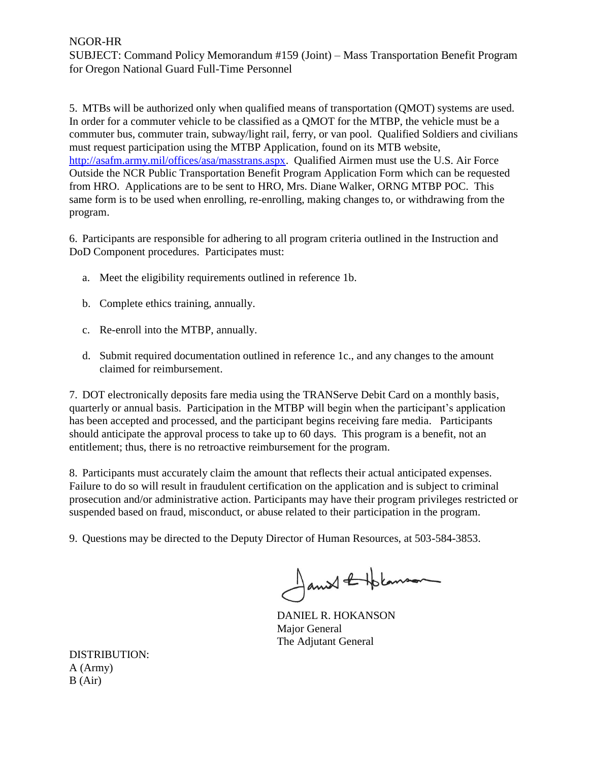NGOR-HR
SUBJECT: Command Policy Memorandum #159 (Joint) – Mass Transportation Benefit Program for Oregon National Guard Full-Time Personnel

5. MTBs will be authorized only when qualified means of transportation (QMOT) systems are used. In order for a commuter vehicle to be classified as a QMOT for the MTBP, the vehicle must be a commuter bus, commuter train, subway/light rail, ferry, or van pool. Qualified Soldiers and civilians must request participation using the MTBP Application, found on its MTB website, http://asafm.army.mil/offices/asa/masstrans.aspx. Qualified Airmen must use the U.S. Air Force Outside the NCR Public Transportation Benefit Program Application Form which can be requested from HRO. Applications are to be sent to HRO, Mrs. Diane Walker, ORNG MTBP POC. This same form is to be used when enrolling, re-enrolling, making changes to, or withdrawing from the program.

6. Participants are responsible for adhering to all program criteria outlined in the Instruction and DoD Component procedures. Participates must:

a. Meet the eligibility requirements outlined in reference 1b.

b. Complete ethics training, annually.

c. Re-enroll into the MTBP, annually.

d. Submit required documentation outlined in reference 1c., and any changes to the amount claimed for reimbursement.

7. DOT electronically deposits fare media using the TRANServe Debit Card on a monthly basis, quarterly or annual basis. Participation in the MTBP will begin when the participant's application has been accepted and processed, and the participant begins receiving fare media. Participants should anticipate the approval process to take up to 60 days. This program is a benefit, not an entitlement; thus, there is no retroactive reimbursement for the program.

8. Participants must accurately claim the amount that reflects their actual anticipated expenses. Failure to do so will result in fraudulent certification on the application and is subject to criminal prosecution and/or administrative action. Participants may have their program privileges restricted or suspended based on fraud, misconduct, or abuse related to their participation in the program.

9. Questions may be directed to the Deputy Director of Human Resources, at 503-584-3853.

DANIEL R. HOKANSON
Major General
The Adjutant General

DISTRIBUTION:
A (Army)
B (Air)